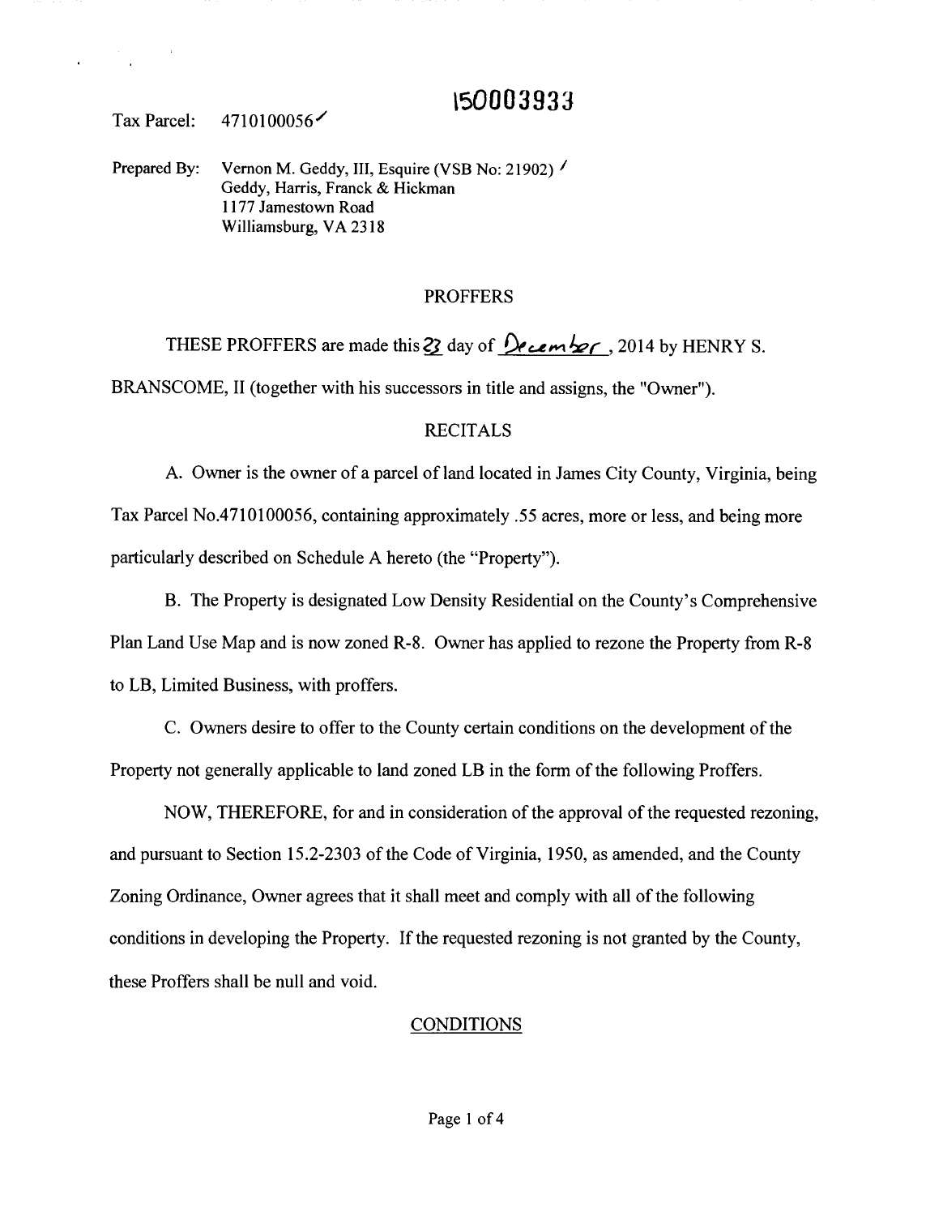150003933

Tax Parcel: 4710100056

Prepared By: Vernon M. Geddy, III, Esquire (VSB No: 21902)
Geddy, Harris, Franck & Hickman
1177 Jamestown Road
Williamsburg, VA 2318

# PROFFERS

THESE PROFFERS are made this 23 day of December, 2014 by HENRY S. BRANSCOME, II (together with his successors in title and assigns, the "Owner").

## RECITALS

A. Owner is the owner of a parcel of land located in James City County, Virginia, being Tax Parcel No.4710100056, containing approximately .55 acres, more or less, and being more particularly described on Schedule A hereto (the "Property").

B. The Property is designated Low Density Residential on the County's Comprehensive Plan Land Use Map and is now zoned R-8. Owner has applied to rezone the Property from R-8 to LB, Limited Business, with proffers.

C. Owners desire to offer to the County certain conditions on the development of the Property not generally applicable to land zoned LB in the form of the following Proffers.

NOW, THEREFORE, for and in consideration of the approval of the requested rezoning, and pursuant to Section 15.2-2303 of the Code of Virginia, 1950, as amended, and the County Zoning Ordinance, Owner agrees that it shall meet and comply with all of the following conditions in developing the Property. If the requested rezoning is not granted by the County, these Proffers shall be null and void.

## CONDITIONS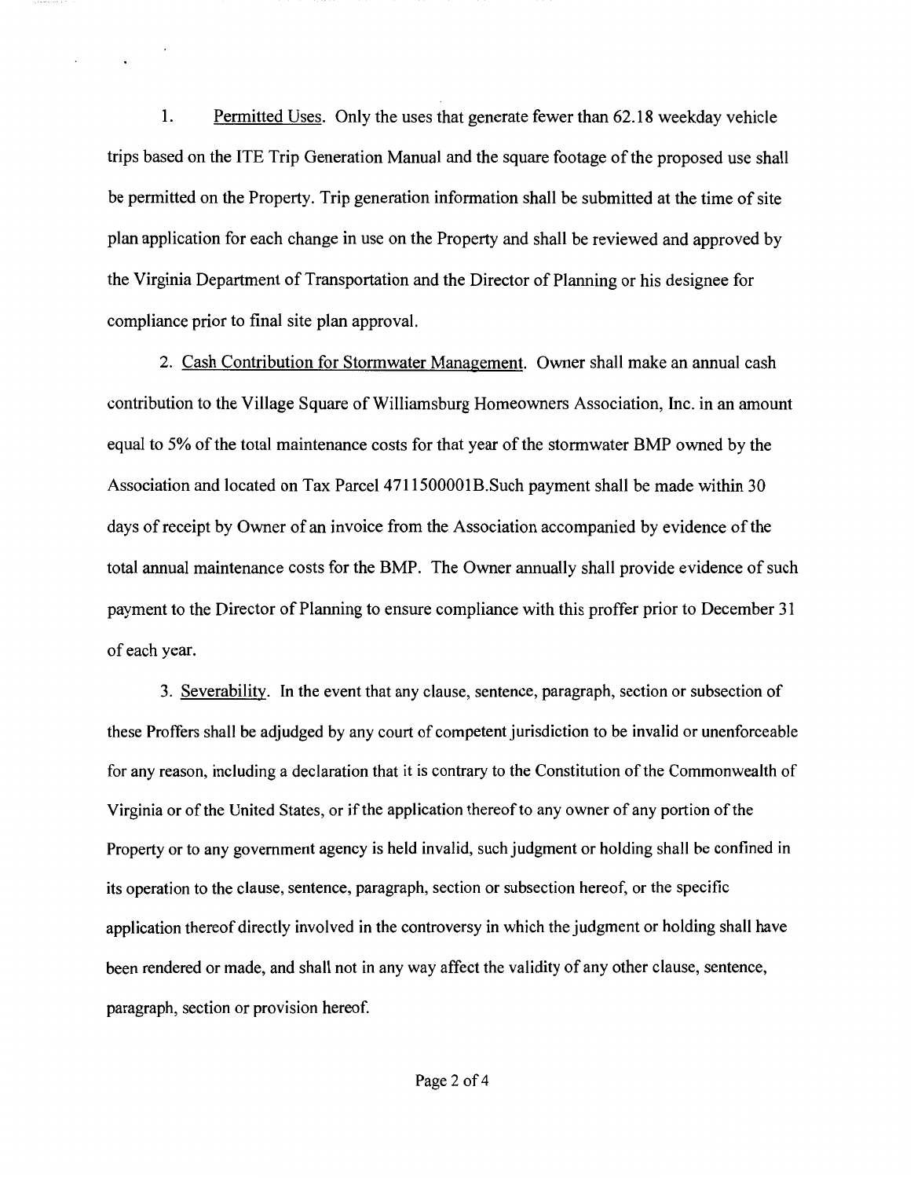1. Permitted Uses. Only the uses that generate fewer than 62.18 weekday vehicle trips based on the ITE Trip Generation Manual and the square footage of the proposed use shall be permitted on the Property. Trip generation information shall be submitted at the time of site plan application for each change in use on the Property and shall be reviewed and approved by the Virginia Department of Transportation and the Director of Planning or his designee for compliance prior to final site plan approval.

2. Cash Contribution for Stormwater Management. Owner shall make an annual cash contribution to the Village Square of Williamsburg Homeowners Association, Inc. in an amount equal to 5% of the total maintenance costs for that year of the stormwater BMP owned by the Association and located on Tax Parcel 4711500001B.Such payment shall be made within 30 days of receipt by Owner of an invoice from the Association accompanied by evidence of the total annual maintenance costs for the BMP. The Owner annually shall provide evidence of such payment to the Director of Planning to ensure compliance with this proffer prior to December 31 of each year.

3. Severability. In the event that any clause, sentence, paragraph, section or subsection of these Proffers shall be adjudged by any court of competent jurisdiction to be invalid or unenforceable for any reason, including a declaration that it is contrary to the Constitution of the Commonwealth of Virginia or of the United States, or if the application thereof to any owner of any portion of the Property or to any government agency is held invalid, such judgment or holding shall be confined in its operation to the clause, sentence, paragraph, section or subsection hereof, or the specific application thereof directly involved in the controversy in which the judgment or holding shall have been rendered or made, and shall not in any way affect the validity of any other clause, sentence, paragraph, section or provision hereof.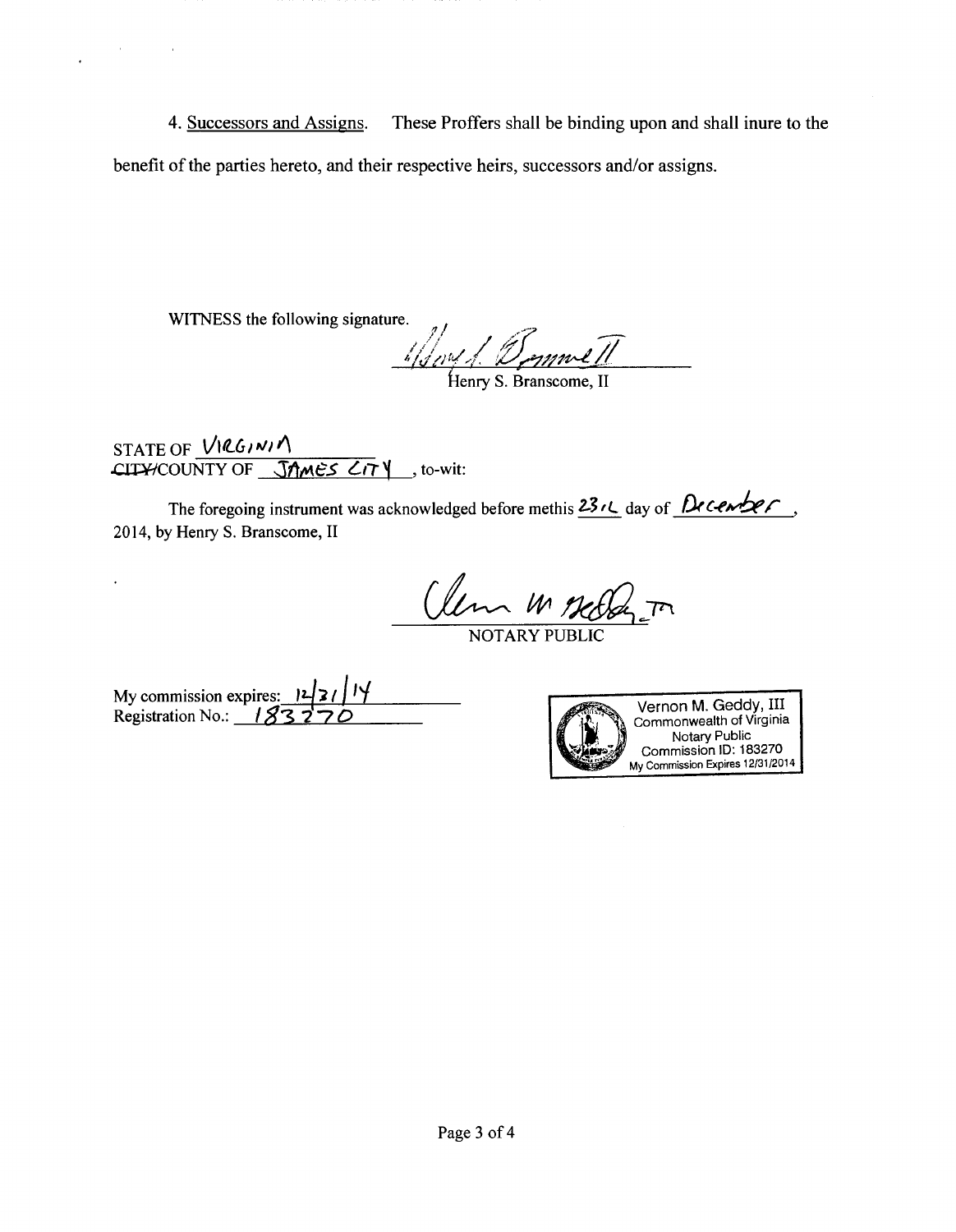4. Successors and Assigns. These Proffers shall be binding upon and shall inure to the benefit of the parties hereto, and their respective heirs, successors and/or assigns.

WITNESS the following signature.

Henry S. Branscome, II

STATE OF VIRGINIA
~~CITY~~/COUNTY OF JAMES CITY, to-wit:

The foregoing instrument was acknowledged before methis 23rd day of December, 2014, by Henry S. Branscome, II

NOTARY PUBLIC

My commission expires: 12/31/14
Registration No.: 183270

Vernon M. Geddy, III
Commonwealth of Virginia
Notary Public
Commission ID: 183270
My Commission Expires 12/31/2014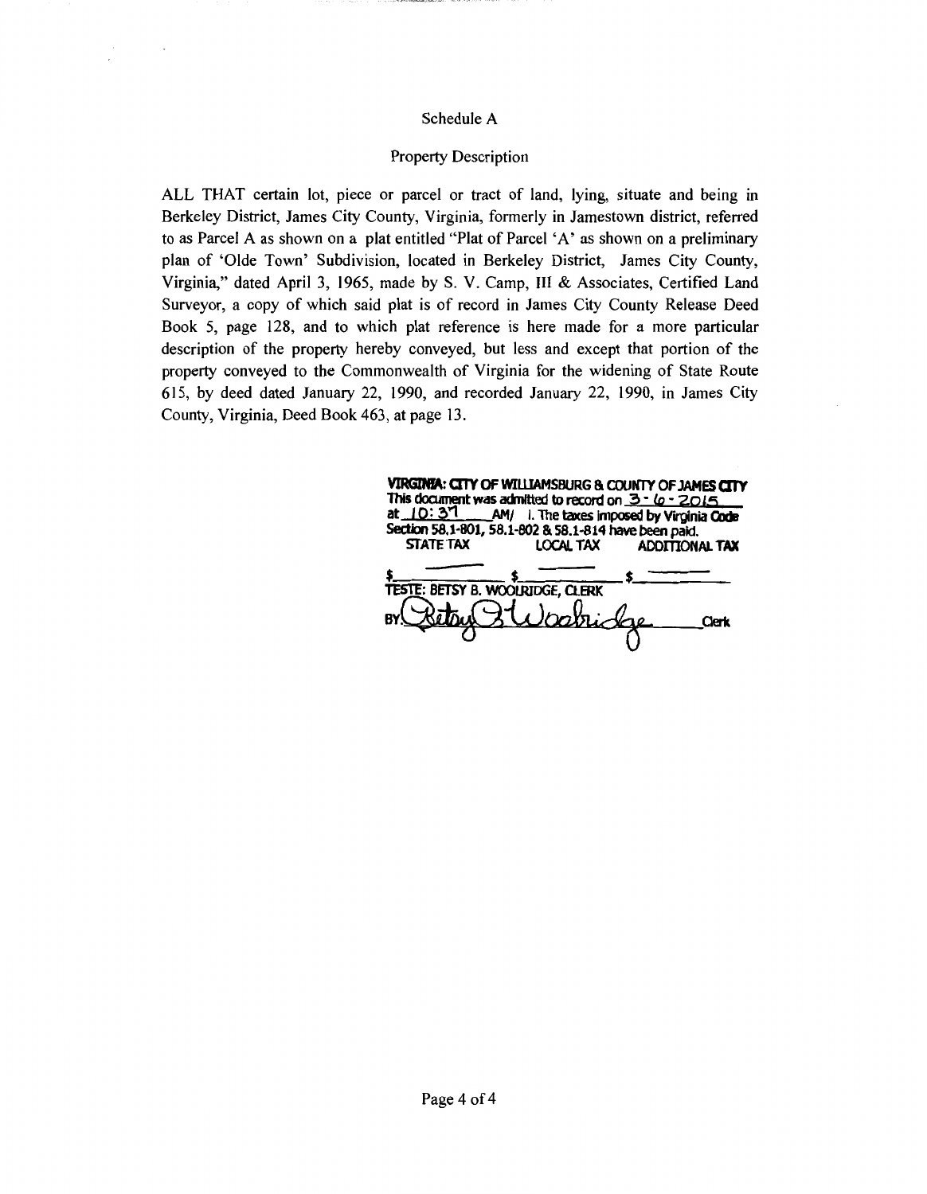## Schedule A

### Property Description

ALL THAT certain lot, piece or parcel or tract of land, lying, situate and being in Berkeley District, James City County, Virginia, formerly in Jamestown district, referred to as Parcel A as shown on a plat entitled "Plat of Parcel 'A' as shown on a preliminary plan of 'Olde Town' Subdivision, located in Berkeley District, James City County, Virginia," dated April 3, 1965, made by S. V. Camp, III & Associates, Certified Land Surveyor, a copy of which said plat is of record in James City County Release Deed Book 5, page 128, and to which plat reference is here made for a more particular description of the property hereby conveyed, but less and except that portion of the property conveyed to the Commonwealth of Virginia for the widening of State Route 615, by deed dated January 22, 1990, and recorded January 22, 1990, in James City County, Virginia, Deed Book 463, at page 13.

**VIRGINIA: CITY OF WILLIAMSBURG & COUNTY OF JAMES CITY**
This document was admitted to record on 3-6-2015
at 10:37 AM/ I. The taxes imposed by Virginia Code Section 58.1-801, 58.1-802 & 58.1-814 have been paid.

| STATE TAX | LOCAL TAX | ADDITIONAL TAX |
|---|---|---|
| $ ——— | $ ——— | $ ——— |

TESTE: BETSY B. WOOLRIDGE, CLERK
BY: Betsy B. Woolridge Clerk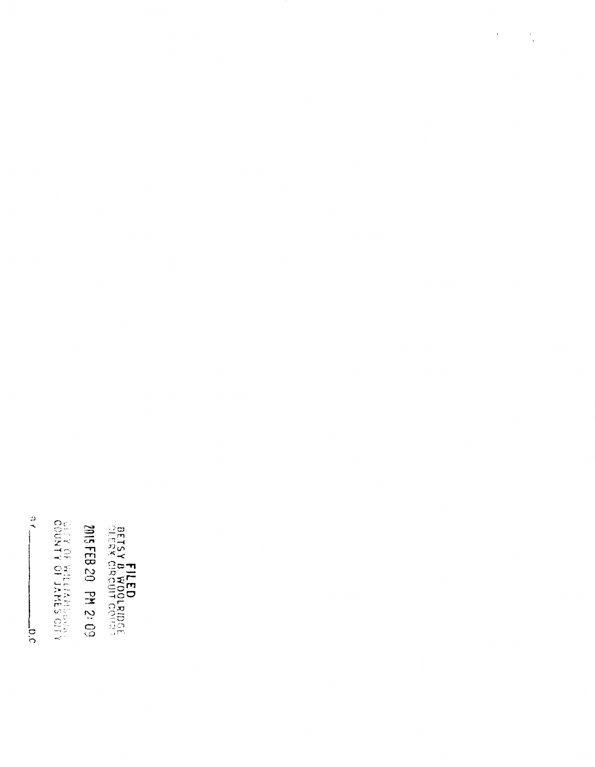FILED
BETSY B. WOOLRIDGE
CLERK CIRCUIT COURT

2015 FEB 20 PM 2:09

CITY OF WILLIAMSBURG
COUNTY OF JAMES CITY

BY ________________ D.C